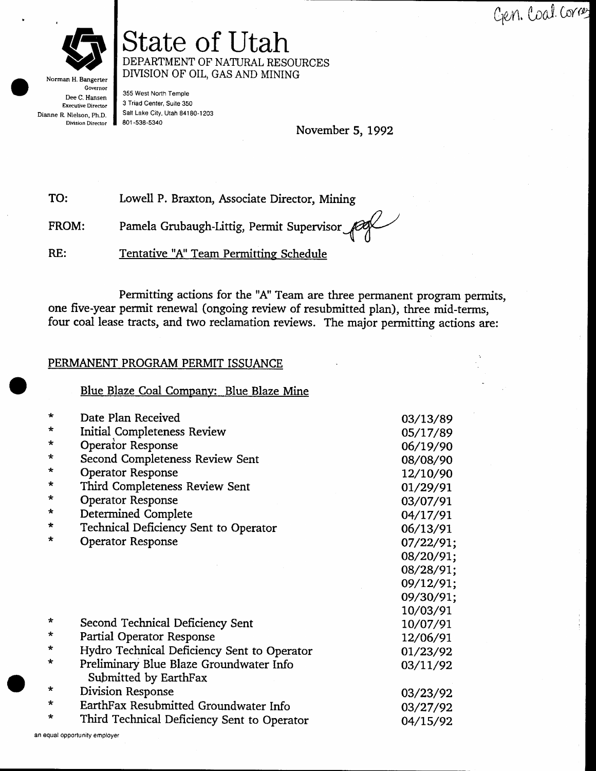Gen. Coal Corres

# State of Utah

DEPARTMENT OF NATURAL RESOURCES
DIVISION OF OIL, GAS AND MINING

Norman H. Bangerter, Governor
Dee C. Hansen, Executive Director
Dianne R. Nielson, Ph.D., Division Director

355 West North Temple
3 Triad Center, Suite 350
Salt Lake City, Utah 84180-1203
801-538-5340

November 5, 1992

TO: Lowell P. Braxton, Associate Director, Mining

FROM: Pamela Grubaugh-Littig, Permit Supervisor

RE: Tentative "A" Team Permitting Schedule

Permitting actions for the "A" Team are three permanent program permits, one five-year permit renewal (ongoing review of resubmitted plan), three mid-terms, four coal lease tracts, and two reclamation reviews. The major permitting actions are:

## PERMANENT PROGRAM PERMIT ISSUANCE

### Blue Blaze Coal Company: Blue Blaze Mine

| | | |
|---|---|---|
| * | Date Plan Received | 03/13/89 |
| * | Initial Completeness Review | 05/17/89 |
| * | Operator Response | 06/19/90 |
| * | Second Completeness Review Sent | 08/08/90 |
| * | Operator Response | 12/10/90 |
| * | Third Completeness Review Sent | 01/29/91 |
| * | Operator Response | 03/07/91 |
| * | Determined Complete | 04/17/91 |
| * | Technical Deficiency Sent to Operator | 06/13/91 |
| * | Operator Response | 07/22/91; 08/20/91; 08/28/91; 09/12/91; 09/30/91; 10/03/91 |
| * | Second Technical Deficiency Sent | 10/07/91 |
| * | Partial Operator Response | 12/06/91 |
| * | Hydro Technical Deficiency Sent to Operator | 01/23/92 |
| * | Preliminary Blue Blaze Groundwater Info Submitted by EarthFax | 03/11/92 |
| * | Division Response | 03/23/92 |
| * | EarthFax Resubmitted Groundwater Info | 03/27/92 |
| * | Third Technical Deficiency Sent to Operator | 04/15/92 |

an equal opportunity employer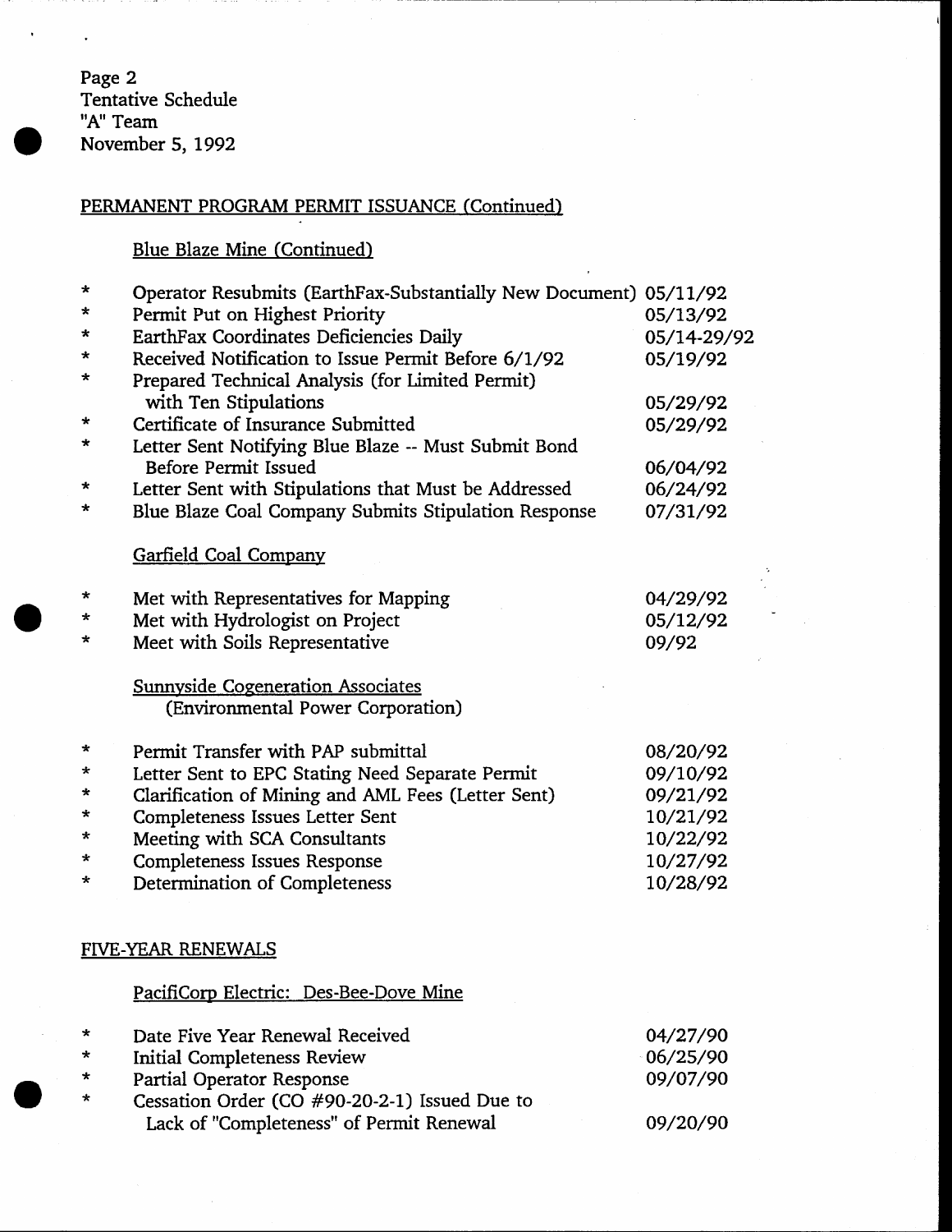Page 2
Tentative Schedule
"A" Team
November 5, 1992

## PERMANENT PROGRAM PERMIT ISSUANCE (Continued)

### Blue Blaze Mine (Continued)

| | | |
|---|---|---|
| * | Operator Resubmits (EarthFax-Substantially New Document) | 05/11/92 |
| * | Permit Put on Highest Priority | 05/13/92 |
| * | EarthFax Coordinates Deficiencies Daily | 05/14-29/92 |
| * | Received Notification to Issue Permit Before 6/1/92 | 05/19/92 |
| * | Prepared Technical Analysis (for Limited Permit) with Ten Stipulations | 05/29/92 |
| * | Certificate of Insurance Submitted | 05/29/92 |
| * | Letter Sent Notifying Blue Blaze -- Must Submit Bond Before Permit Issued | 06/04/92 |
| * | Letter Sent with Stipulations that Must be Addressed | 06/24/92 |
| * | Blue Blaze Coal Company Submits Stipulation Response | 07/31/92 |

### Garfield Coal Company

| | | |
|---|---|---|
| * | Met with Representatives for Mapping | 04/29/92 |
| * | Met with Hydrologist on Project | 05/12/92 |
| * | Meet with Soils Representative | 09/92 |

### Sunnyside Cogeneration Associates (Environmental Power Corporation)

| | | |
|---|---|---|
| * | Permit Transfer with PAP submittal | 08/20/92 |
| * | Letter Sent to EPC Stating Need Separate Permit | 09/10/92 |
| * | Clarification of Mining and AML Fees (Letter Sent) | 09/21/92 |
| * | Completeness Issues Letter Sent | 10/21/92 |
| * | Meeting with SCA Consultants | 10/22/92 |
| * | Completeness Issues Response | 10/27/92 |
| * | Determination of Completeness | 10/28/92 |

## FIVE-YEAR RENEWALS

### PacifiCorp Electric: Des-Bee-Dove Mine

| | | |
|---|---|---|
| * | Date Five Year Renewal Received | 04/27/90 |
| * | Initial Completeness Review | 06/25/90 |
| * | Partial Operator Response | 09/07/90 |
| * | Cessation Order (CO #90-20-2-1) Issued Due to Lack of "Completeness" of Permit Renewal | 09/20/90 |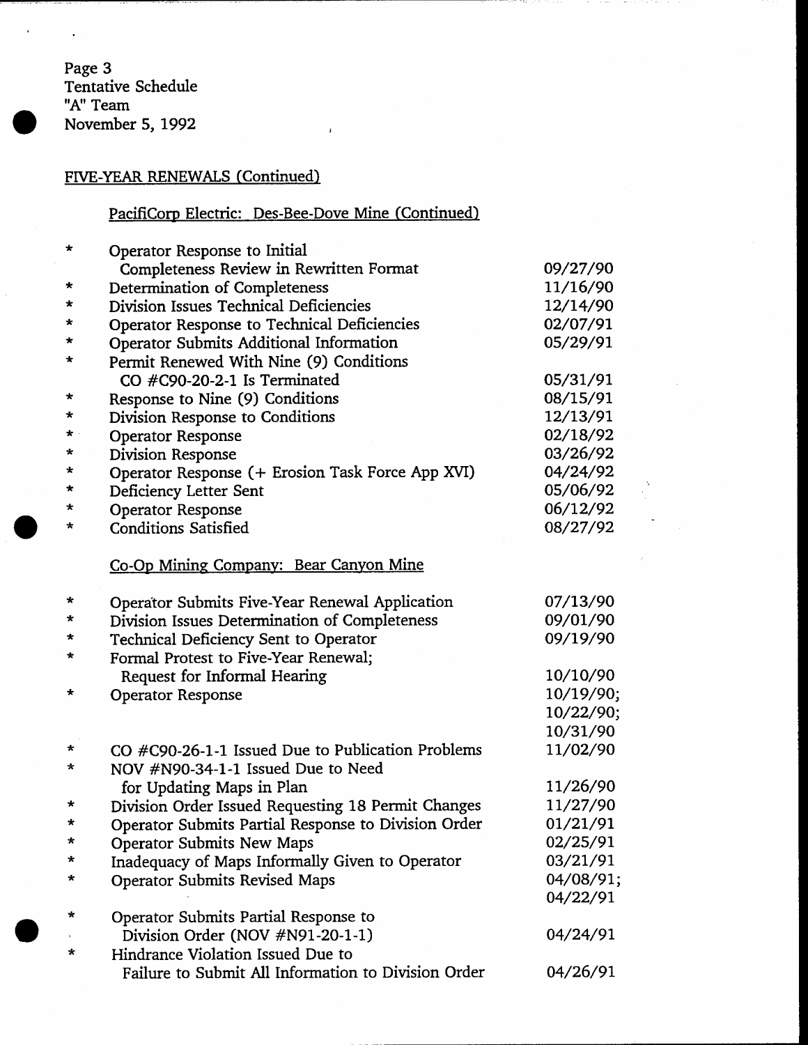Page 3
Tentative Schedule
"A" Team
November 5, 1992

FIVE-YEAR RENEWALS (Continued)

PacifiCorp Electric: Des-Bee-Dove Mine (Continued)

| | Event | Date |
|---|---|---|
| * | Operator Response to Initial Completeness Review in Rewritten Format | 09/27/90 |
| * | Determination of Completeness | 11/16/90 |
| * | Division Issues Technical Deficiencies | 12/14/90 |
| * | Operator Response to Technical Deficiencies | 02/07/91 |
| * | Operator Submits Additional Information | 05/29/91 |
| * | Permit Renewed With Nine (9) Conditions CO #C90-20-2-1 Is Terminated | 05/31/91 |
| * | Response to Nine (9) Conditions | 08/15/91 |
| * | Division Response to Conditions | 12/13/91 |
| * | Operator Response | 02/18/92 |
| * | Division Response | 03/26/92 |
| * | Operator Response (+ Erosion Task Force App XVI) | 04/24/92 |
| * | Deficiency Letter Sent | 05/06/92 |
| * | Operator Response | 06/12/92 |
| * | Conditions Satisfied | 08/27/92 |

Co-Op Mining Company: Bear Canyon Mine

| | Event | Date |
|---|---|---|
| * | Operator Submits Five-Year Renewal Application | 07/13/90 |
| * | Division Issues Determination of Completeness | 09/01/90 |
| * | Technical Deficiency Sent to Operator | 09/19/90 |
| * | Formal Protest to Five-Year Renewal; Request for Informal Hearing | 10/10/90 |
| * | Operator Response | 10/19/90; 10/22/90; 10/31/90 |
| * | CO #C90-26-1-1 Issued Due to Publication Problems | 11/02/90 |
| * | NOV #N90-34-1-1 Issued Due to Need for Updating Maps in Plan | 11/26/90 |
| * | Division Order Issued Requesting 18 Permit Changes | 11/27/90 |
| * | Operator Submits Partial Response to Division Order | 01/21/91 |
| * | Operator Submits New Maps | 02/25/91 |
| * | Inadequacy of Maps Informally Given to Operator | 03/21/91 |
| * | Operator Submits Revised Maps | 04/08/91; 04/22/91 |
| * | Operator Submits Partial Response to Division Order (NOV #N91-20-1-1) | 04/24/91 |
| * | Hindrance Violation Issued Due to Failure to Submit All Information to Division Order | 04/26/91 |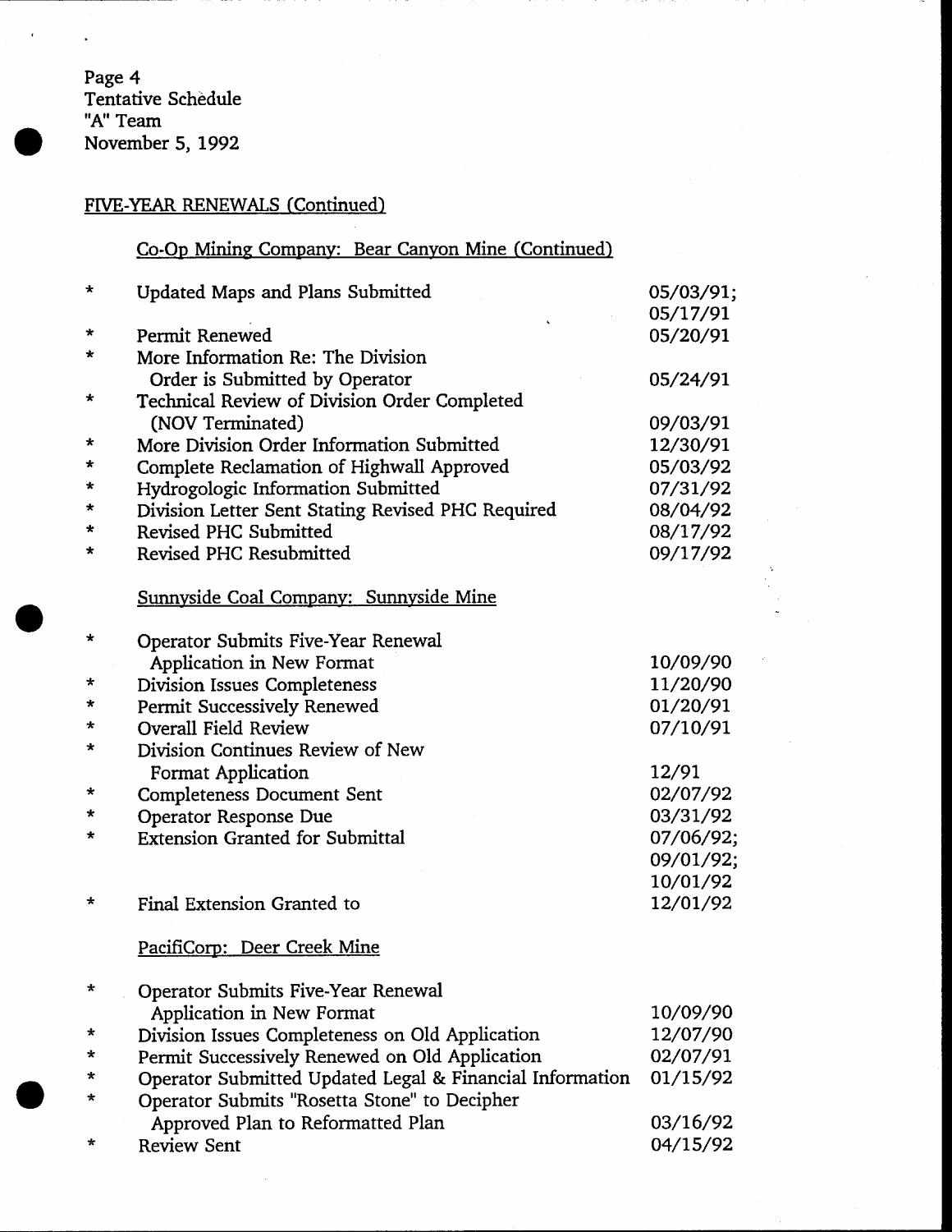Page 4
Tentative Schedule
"A" Team
November 5, 1992

## FIVE-YEAR RENEWALS (Continued)

### Co-Op Mining Company: Bear Canyon Mine (Continued)

| | | |
|---|---|---|
| * | Updated Maps and Plans Submitted | 05/03/91; 05/17/91 |
| * | Permit Renewed | 05/20/91 |
| * | More Information Re: The Division Order is Submitted by Operator | 05/24/91 |
| * | Technical Review of Division Order Completed (NOV Terminated) | 09/03/91 |
| * | More Division Order Information Submitted | 12/30/91 |
| * | Complete Reclamation of Highwall Approved | 05/03/92 |
| * | Hydrogologic Information Submitted | 07/31/92 |
| * | Division Letter Sent Stating Revised PHC Required | 08/04/92 |
| * | Revised PHC Submitted | 08/17/92 |
| * | Revised PHC Resubmitted | 09/17/92 |

### Sunnyside Coal Company: Sunnyside Mine

| | | |
|---|---|---|
| * | Operator Submits Five-Year Renewal Application in New Format | 10/09/90 |
| * | Division Issues Completeness | 11/20/90 |
| * | Permit Successively Renewed | 01/20/91 |
| * | Overall Field Review | 07/10/91 |
| * | Division Continues Review of New Format Application | 12/91 |
| * | Completeness Document Sent | 02/07/92 |
| * | Operator Response Due | 03/31/92 |
| * | Extension Granted for Submittal | 07/06/92; 09/01/92; 10/01/92 |
| * | Final Extension Granted to | 12/01/92 |

### PacifiCorp: Deer Creek Mine

| | | |
|---|---|---|
| * | Operator Submits Five-Year Renewal Application in New Format | 10/09/90 |
| * | Division Issues Completeness on Old Application | 12/07/90 |
| * | Permit Successively Renewed on Old Application | 02/07/91 |
| * | Operator Submitted Updated Legal & Financial Information | 01/15/92 |
| * | Operator Submits "Rosetta Stone" to Decipher Approved Plan to Reformatted Plan | 03/16/92 |
| * | Review Sent | 04/15/92 |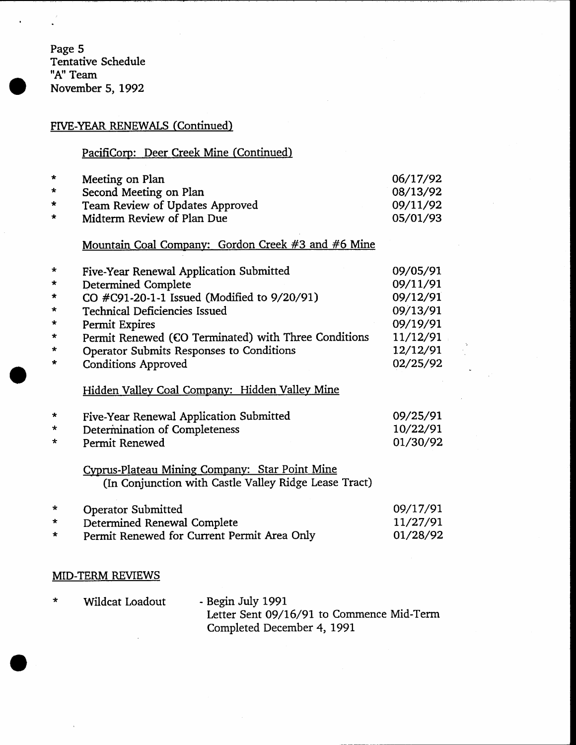Page 5
Tentative Schedule
"A" Team
November 5, 1992

## FIVE-YEAR RENEWALS (Continued)

### PacifiCorp: Deer Creek Mine (Continued)

| | | |
|---|---|---|
| * | Meeting on Plan | 06/17/92 |
| * | Second Meeting on Plan | 08/13/92 |
| * | Team Review of Updates Approved | 09/11/92 |
| * | Midterm Review of Plan Due | 05/01/93 |

### Mountain Coal Company: Gordon Creek #3 and #6 Mine

| | | |
|---|---|---|
| * | Five-Year Renewal Application Submitted | 09/05/91 |
| * | Determined Complete | 09/11/91 |
| * | CO #C91-20-1-1 Issued (Modified to 9/20/91) | 09/12/91 |
| * | Technical Deficiencies Issued | 09/13/91 |
| * | Permit Expires | 09/19/91 |
| * | Permit Renewed (CO Terminated) with Three Conditions | 11/12/91 |
| * | Operator Submits Responses to Conditions | 12/12/91 |
| * | Conditions Approved | 02/25/92 |

### Hidden Valley Coal Company: Hidden Valley Mine

| | | |
|---|---|---|
| * | Five-Year Renewal Application Submitted | 09/25/91 |
| * | Determination of Completeness | 10/22/91 |
| * | Permit Renewed | 01/30/92 |

### Cyprus-Plateau Mining Company: Star Point Mine
(In Conjunction with Castle Valley Ridge Lease Tract)

| | | |
|---|---|---|
| * | Operator Submitted | 09/17/91 |
| * | Determined Renewal Complete | 11/27/91 |
| * | Permit Renewed for Current Permit Area Only | 01/28/92 |

## MID-TERM REVIEWS

* Wildcat Loadout - Begin July 1991
  Letter Sent 09/16/91 to Commence Mid-Term
  Completed December 4, 1991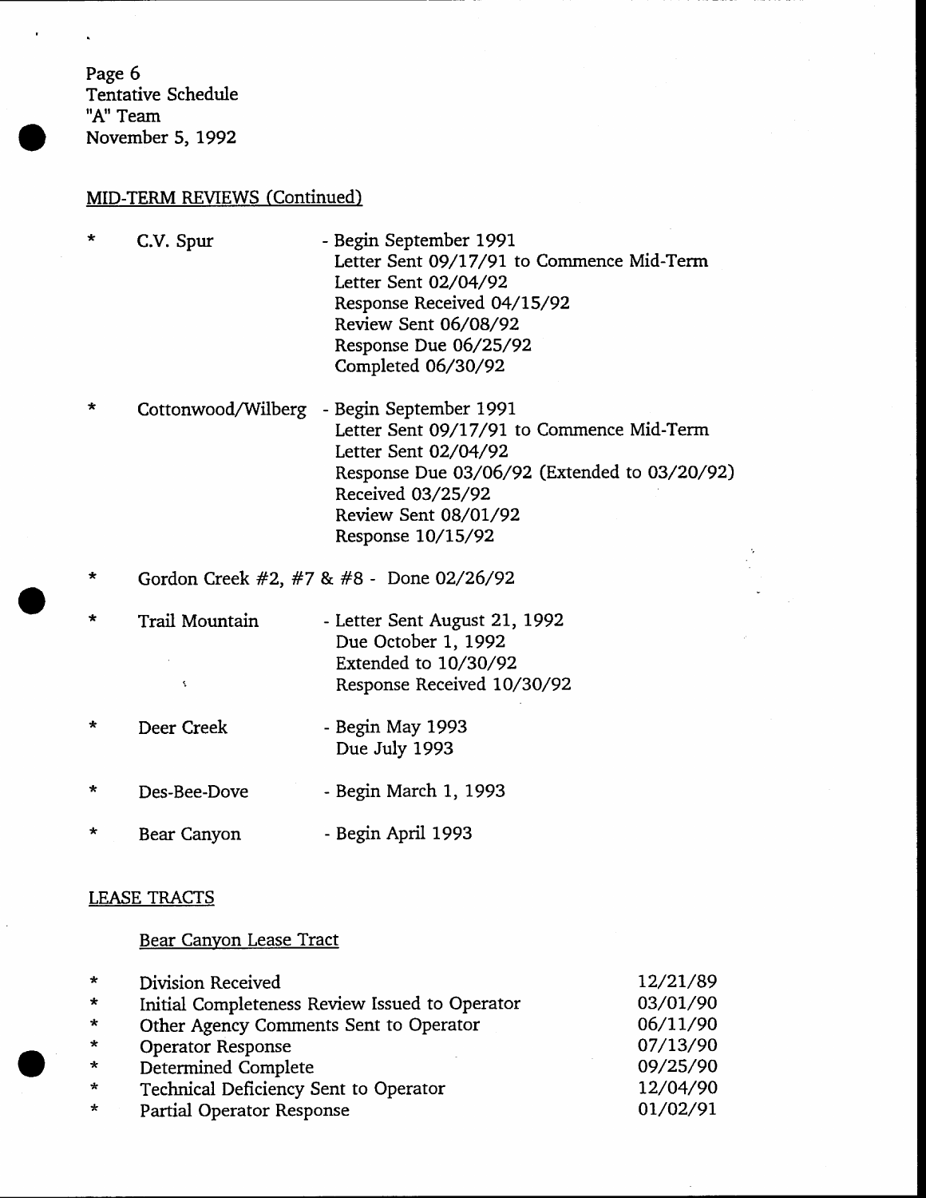Page 6
Tentative Schedule
"A" Team
November 5, 1992

## MID-TERM REVIEWS (Continued)

* C.V. Spur - Begin September 1991
  Letter Sent 09/17/91 to Commence Mid-Term
  Letter Sent 02/04/92
  Response Received 04/15/92
  Review Sent 06/08/92
  Response Due 06/25/92
  Completed 06/30/92

* Cottonwood/Wilberg - Begin September 1991
  Letter Sent 09/17/91 to Commence Mid-Term
  Letter Sent 02/04/92
  Response Due 03/06/92 (Extended to 03/20/92)
  Received 03/25/92
  Review Sent 08/01/92
  Response 10/15/92

* Gordon Creek #2, #7 & #8 - Done 02/26/92

* Trail Mountain - Letter Sent August 21, 1992
  Due October 1, 1992
  Extended to 10/30/92
  Response Received 10/30/92

* Deer Creek - Begin May 1993
  Due July 1993

* Des-Bee-Dove - Begin March 1, 1993

* Bear Canyon - Begin April 1993

## LEASE TRACTS

### Bear Canyon Lease Tract

* Division Received 12/21/89
* Initial Completeness Review Issued to Operator 03/01/90
* Other Agency Comments Sent to Operator 06/11/90
* Operator Response 07/13/90
* Determined Complete 09/25/90
* Technical Deficiency Sent to Operator 12/04/90
* Partial Operator Response 01/02/91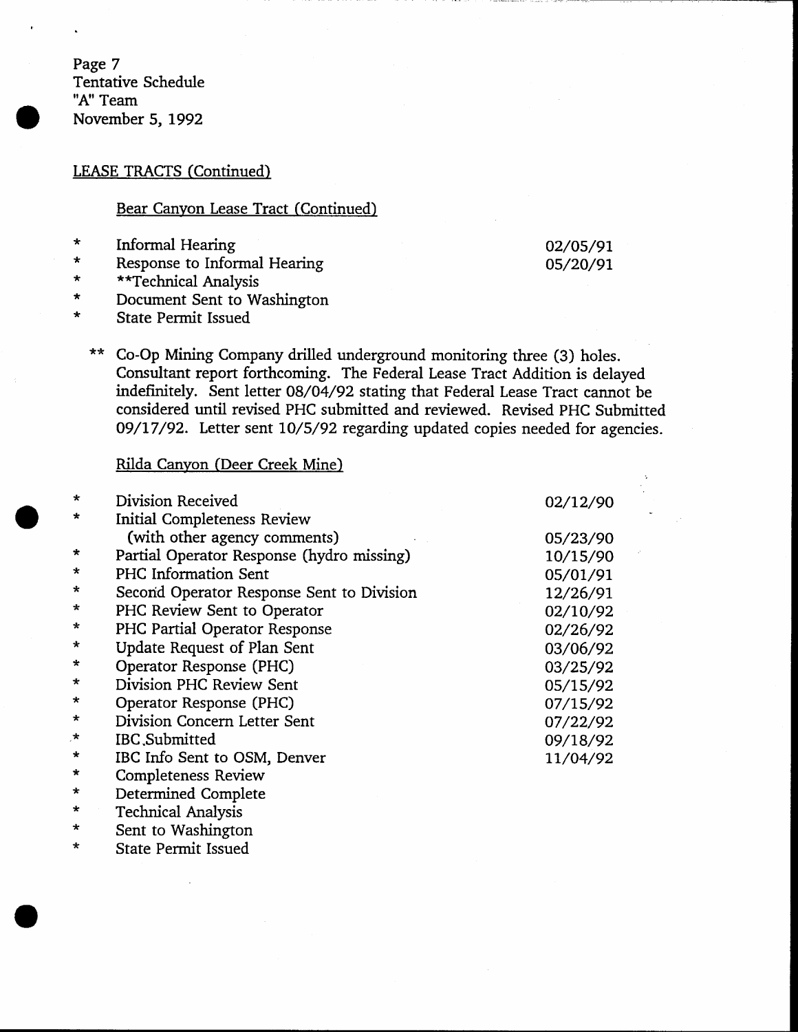Page 7
Tentative Schedule
"A" Team
November 5, 1992

## LEASE TRACTS (Continued)

### Bear Canyon Lease Tract (Continued)

| | | |
|---|---|---|
| * | Informal Hearing | 02/05/91 |
| * | Response to Informal Hearing | 05/20/91 |
| * | **Technical Analysis | |
| * | Document Sent to Washington | |
| * | State Permit Issued | |

** Co-Op Mining Company drilled underground monitoring three (3) holes. Consultant report forthcoming. The Federal Lease Tract Addition is delayed indefinitely. Sent letter 08/04/92 stating that Federal Lease Tract cannot be considered until revised PHC submitted and reviewed. Revised PHC Submitted 09/17/92. Letter sent 10/5/92 regarding updated copies needed for agencies.

### Rilda Canyon (Deer Creek Mine)

| | | |
|---|---|---|
| * | Division Received | 02/12/90 |
| * | Initial Completeness Review (with other agency comments) | 05/23/90 |
| * | Partial Operator Response (hydro missing) | 10/15/90 |
| * | PHC Information Sent | 05/01/91 |
| * | Second Operator Response Sent to Division | 12/26/91 |
| * | PHC Review Sent to Operator | 02/10/92 |
| * | PHC Partial Operator Response | 02/26/92 |
| * | Update Request of Plan Sent | 03/06/92 |
| * | Operator Response (PHC) | 03/25/92 |
| * | Division PHC Review Sent | 05/15/92 |
| * | Operator Response (PHC) | 07/15/92 |
| * | Division Concern Letter Sent | 07/22/92 |
| * | IBC Submitted | 09/18/92 |
| * | IBC Info Sent to OSM, Denver | 11/04/92 |
| * | Completeness Review | |
| * | Determined Complete | |
| * | Technical Analysis | |
| * | Sent to Washington | |
| * | State Permit Issued | |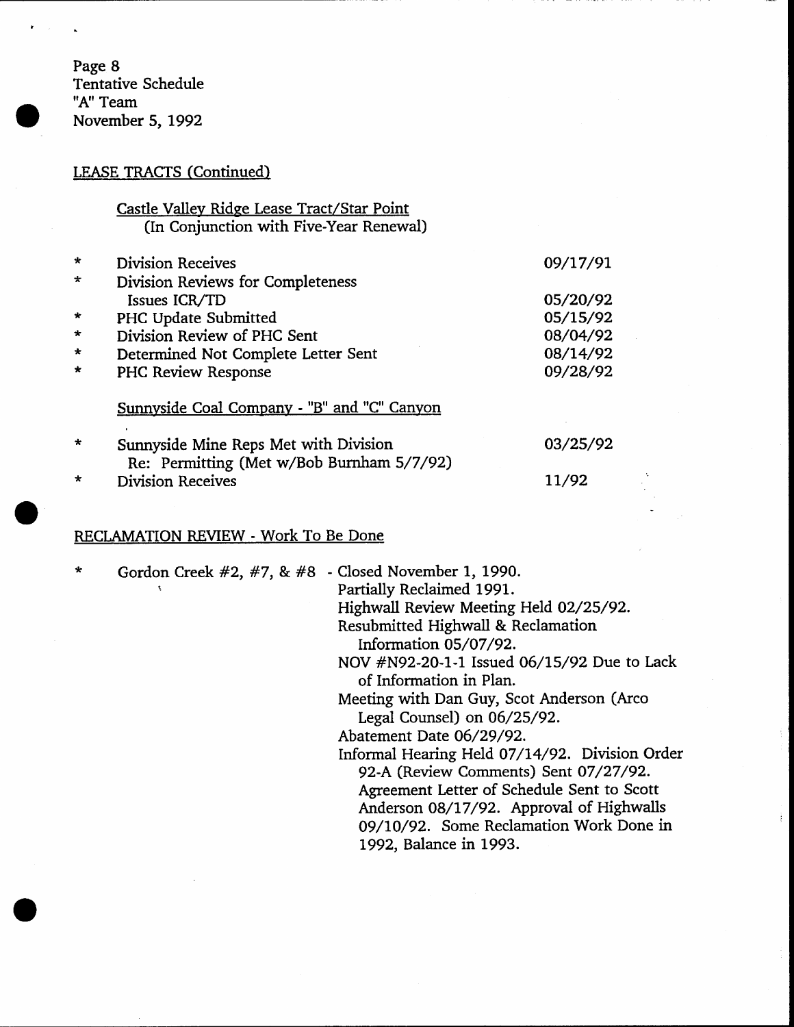Page 8
Tentative Schedule
"A" Team
November 5, 1992

## LEASE TRACTS (Continued)

### Castle Valley Ridge Lease Tract/Star Point
(In Conjunction with Five-Year Renewal)

| | | |
|---|---|---|
| * | Division Receives | 09/17/91 |
| * | Division Reviews for Completeness Issues ICR/TD | 05/20/92 |
| * | PHC Update Submitted | 05/15/92 |
| * | Division Review of PHC Sent | 08/04/92 |
| * | Determined Not Complete Letter Sent | 08/14/92 |
| * | PHC Review Response | 09/28/92 |

### Sunnyside Coal Company - "B" and "C" Canyon

| | | |
|---|---|---|
| * | Sunnyside Mine Reps Met with Division Re: Permitting (Met w/Bob Burnham 5/7/92) | 03/25/92 |
| * | Division Receives | 11/92 |

## RECLAMATION REVIEW - Work To Be Done

* Gordon Creek #2, #7, & #8 - Closed November 1, 1990.
  Partially Reclaimed 1991.
  Highwall Review Meeting Held 02/25/92.
  Resubmitted Highwall & Reclamation Information 05/07/92.
  NOV #N92-20-1-1 Issued 06/15/92 Due to Lack of Information in Plan.
  Meeting with Dan Guy, Scot Anderson (Arco Legal Counsel) on 06/25/92.
  Abatement Date 06/29/92.
  Informal Hearing Held 07/14/92. Division Order 92-A (Review Comments) Sent 07/27/92. Agreement Letter of Schedule Sent to Scott Anderson 08/17/92. Approval of Highwalls 09/10/92. Some Reclamation Work Done in 1992, Balance in 1993.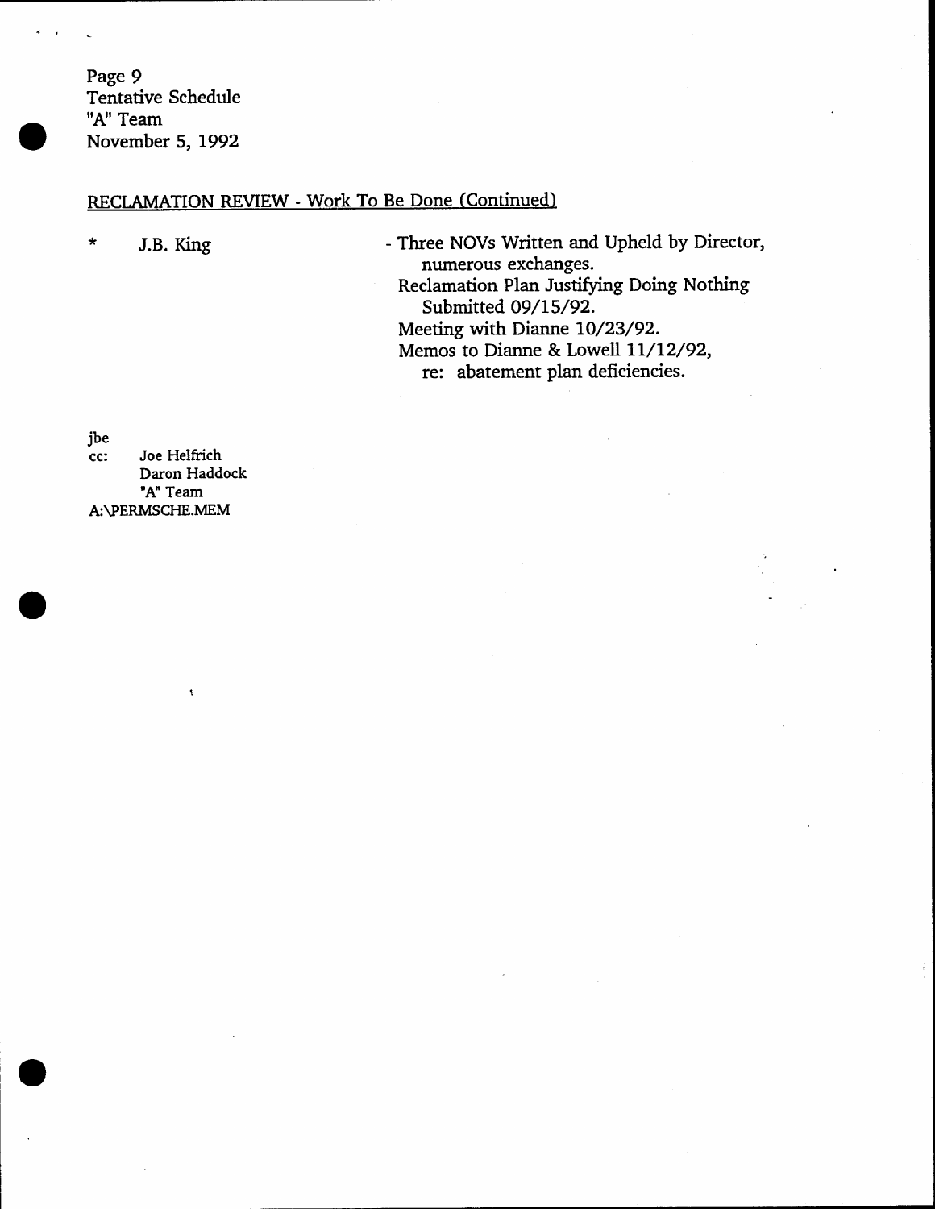Page 9
Tentative Schedule
"A" Team
November 5, 1992

RECLAMATION REVIEW - Work To Be Done (Continued)

| | |
|---|---|
| * J.B. King | - Three NOVs Written and Upheld by Director, numerous exchanges.<br>Reclamation Plan Justifying Doing Nothing Submitted 09/15/92.<br>Meeting with Dianne 10/23/92.<br>Memos to Dianne & Lowell 11/12/92, re: abatement plan deficiencies. |

jbe

cc: Joe Helfrich
Daron Haddock
"A" Team

A:\PERMSCHE.MEM